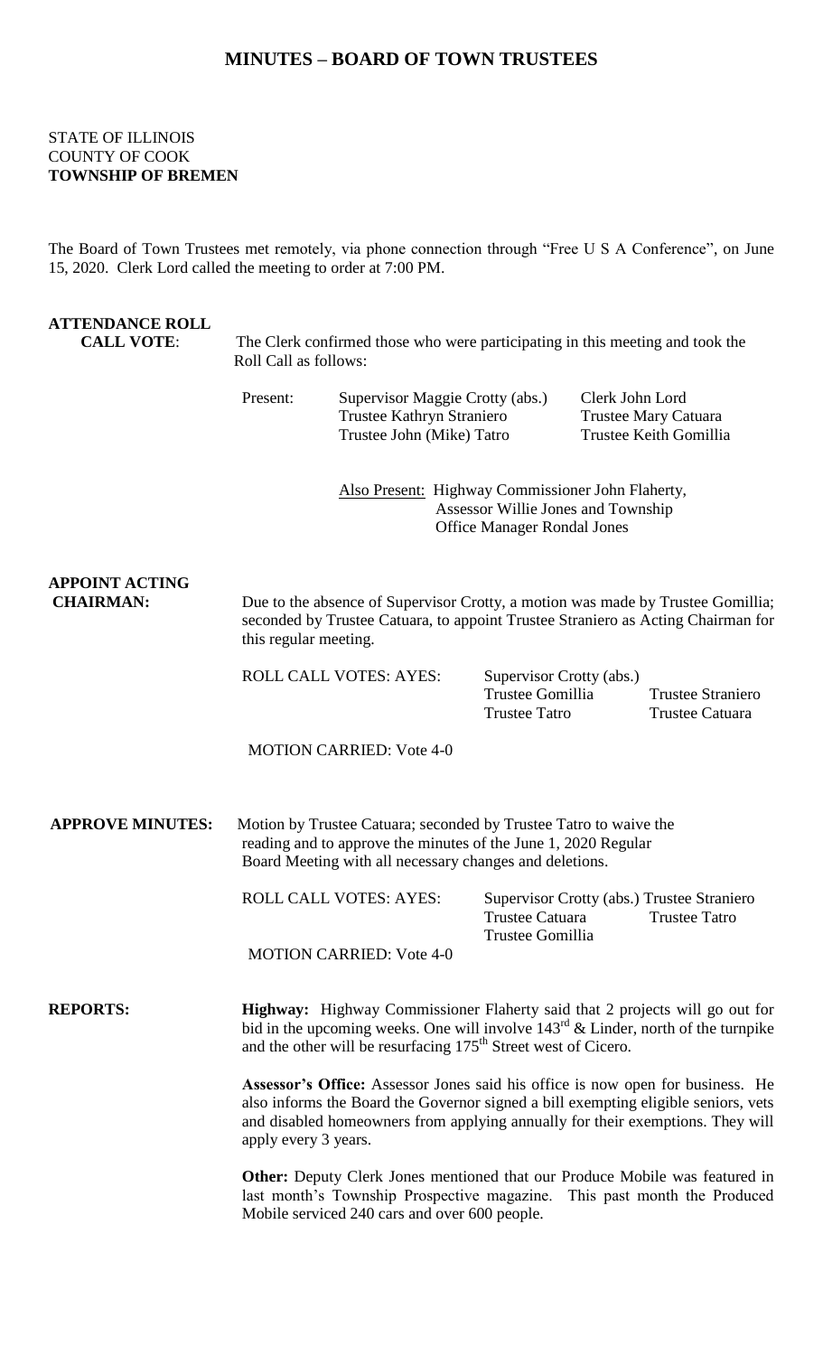# MINUTES – BOARD OF TOWN TRUSTEES

STATE OF ILLINOIS
COUNTY OF COOK
**TOWNSHIP OF BREMEN**

The Board of Town Trustees met remotely, via phone connection through "Free U S A Conference", on June 15, 2020. Clerk Lord called the meeting to order at 7:00 PM.

**ATTENDANCE ROLL CALL VOTE**: The Clerk confirmed those who were participating in this meeting and took the Roll Call as follows:

| Present: | Supervisor Maggie Crotty (abs.) | Clerk John Lord |
|---|---|---|
| | Trustee Kathryn Straniero | Trustee Mary Catuara |
| | Trustee John (Mike) Tatro | Trustee Keith Gomillia |

Also Present: Highway Commissioner John Flaherty, Assessor Willie Jones and Township Office Manager Rondal Jones

**APPOINT ACTING CHAIRMAN:** Due to the absence of Supervisor Crotty, a motion was made by Trustee Gomillia; seconded by Trustee Catuara, to appoint Trustee Straniero as Acting Chairman for this regular meeting.

| ROLL CALL VOTES: AYES: | Supervisor Crotty (abs.) | |
|---|---|---|
| | Trustee Gomillia | Trustee Straniero |
| | Trustee Tatro | Trustee Catuara |

MOTION CARRIED: Vote 4-0

**APPROVE MINUTES:** Motion by Trustee Catuara; seconded by Trustee Tatro to waive the reading and to approve the minutes of the June 1, 2020 Regular Board Meeting with all necessary changes and deletions.

| ROLL CALL VOTES: AYES: | Supervisor Crotty (abs.) | Trustee Straniero |
|---|---|---|
| | Trustee Catuara | Trustee Tatro |
| | Trustee Gomillia | |

MOTION CARRIED: Vote 4-0

**REPORTS:**

**Highway:** Highway Commissioner Flaherty said that 2 projects will go out for bid in the upcoming weeks. One will involve 143rd & Linder, north of the turnpike and the other will be resurfacing 175th Street west of Cicero.

**Assessor's Office:** Assessor Jones said his office is now open for business. He also informs the Board the Governor signed a bill exempting eligible seniors, vets and disabled homeowners from applying annually for their exemptions. They will apply every 3 years.

**Other:** Deputy Clerk Jones mentioned that our Produce Mobile was featured in last month's Township Prospective magazine. This past month the Produced Mobile serviced 240 cars and over 600 people.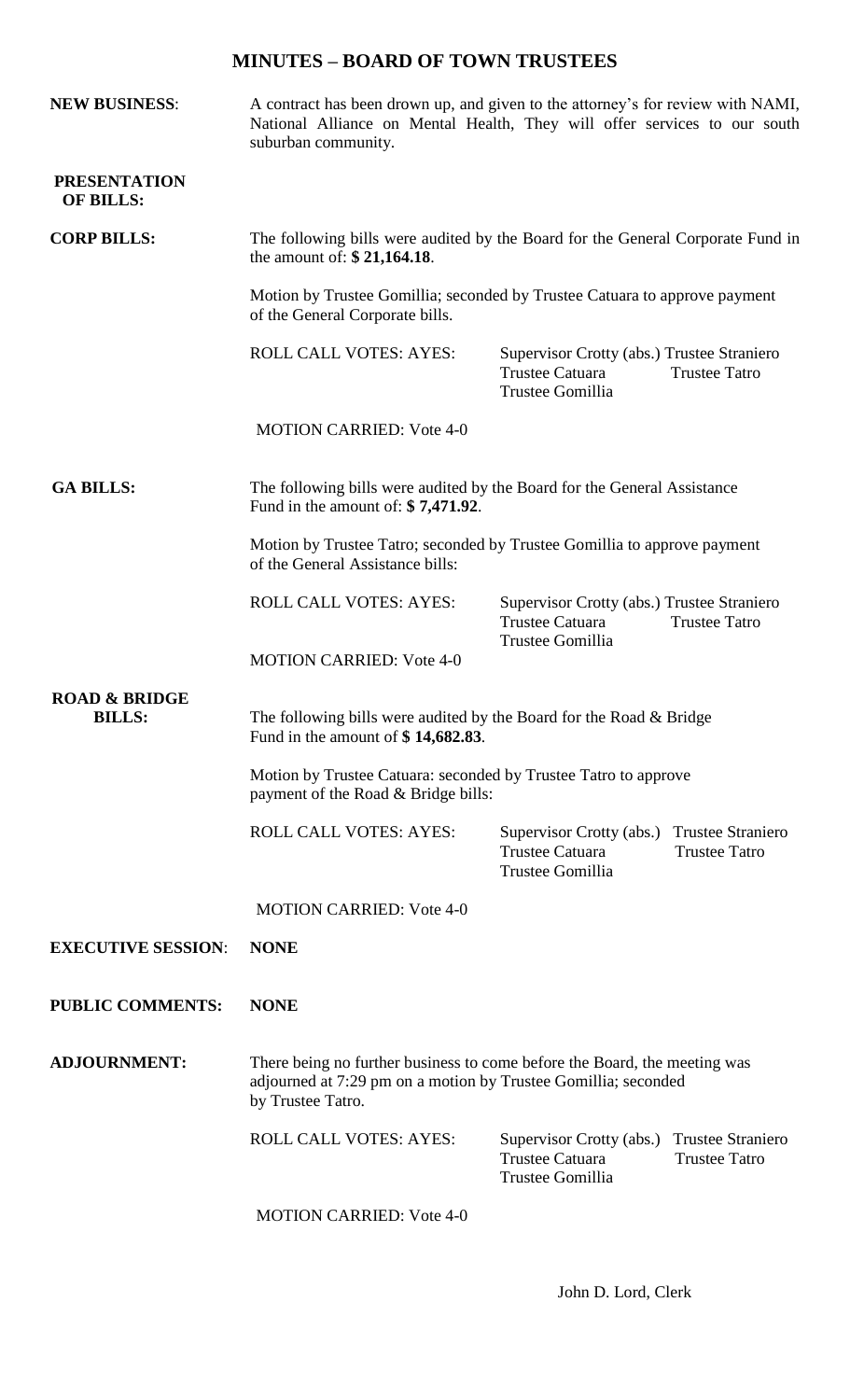# MINUTES – BOARD OF TOWN TRUSTEES

**NEW BUSINESS**: A contract has been drown up, and given to the attorney's for review with NAMI, National Alliance on Mental Health, They will offer services to our south suburban community.

**PRESENTATION OF BILLS:**

**CORP BILLS:** The following bills were audited by the Board for the General Corporate Fund in the amount of: **$ 21,164.18**.

Motion by Trustee Gomillia; seconded by Trustee Catuara to approve payment of the General Corporate bills.

ROLL CALL VOTES: AYES: Supervisor Crotty (abs.) Trustee Straniero, Trustee Catuara, Trustee Tatro, Trustee Gomillia

MOTION CARRIED: Vote 4-0

**GA BILLS:** The following bills were audited by the Board for the General Assistance Fund in the amount of: **$ 7,471.92**.

Motion by Trustee Tatro; seconded by Trustee Gomillia to approve payment of the General Assistance bills:

ROLL CALL VOTES: AYES: Supervisor Crotty (abs.) Trustee Straniero, Trustee Catuara, Trustee Tatro, Trustee Gomillia

MOTION CARRIED: Vote 4-0

**ROAD & BRIDGE BILLS:** The following bills were audited by the Board for the Road & Bridge Fund in the amount of **$ 14,682.83**.

Motion by Trustee Catuara: seconded by Trustee Tatro to approve payment of the Road & Bridge bills:

ROLL CALL VOTES: AYES: Supervisor Crotty (abs.) Trustee Straniero, Trustee Catuara, Trustee Tatro, Trustee Gomillia

MOTION CARRIED: Vote 4-0

**EXECUTIVE SESSION**: **NONE**

**PUBLIC COMMENTS: NONE**

**ADJOURNMENT:** There being no further business to come before the Board, the meeting was adjourned at 7:29 pm on a motion by Trustee Gomillia; seconded by Trustee Tatro.

ROLL CALL VOTES: AYES: Supervisor Crotty (abs.) Trustee Straniero, Trustee Catuara, Trustee Tatro, Trustee Gomillia

MOTION CARRIED: Vote 4-0

John D. Lord, Clerk